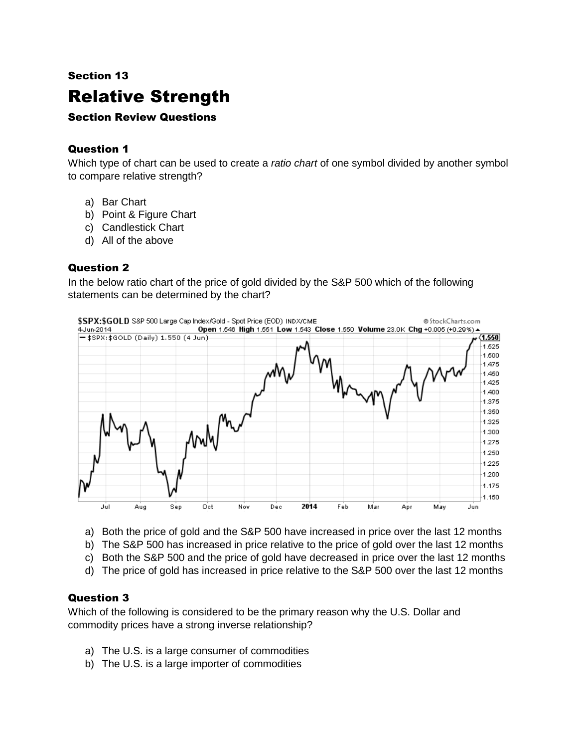Section 13

# Relative Strength

### Section Review Questions

### Question 1

Which type of chart can be used to create a *ratio chart* of one symbol divided by another symbol to compare relative strength?

a) Bar Chart
b) Point & Figure Chart
c) Candlestick Chart
d) All of the above

### Question 2

In the below ratio chart of the price of gold divided by the S&P 500 which of the following statements can be determined by the chart?

a) Both the price of gold and the S&P 500 have increased in price over the last 12 months
b) The S&P 500 has increased in price relative to the price of gold over the last 12 months
c) Both the S&P 500 and the price of gold have decreased in price over the last 12 months
d) The price of gold has increased in price relative to the S&P 500 over the last 12 months

### Question 3

Which of the following is considered to be the primary reason why the U.S. Dollar and commodity prices have a strong inverse relationship?

a) The U.S. is a large consumer of commodities
b) The U.S. is a large importer of commodities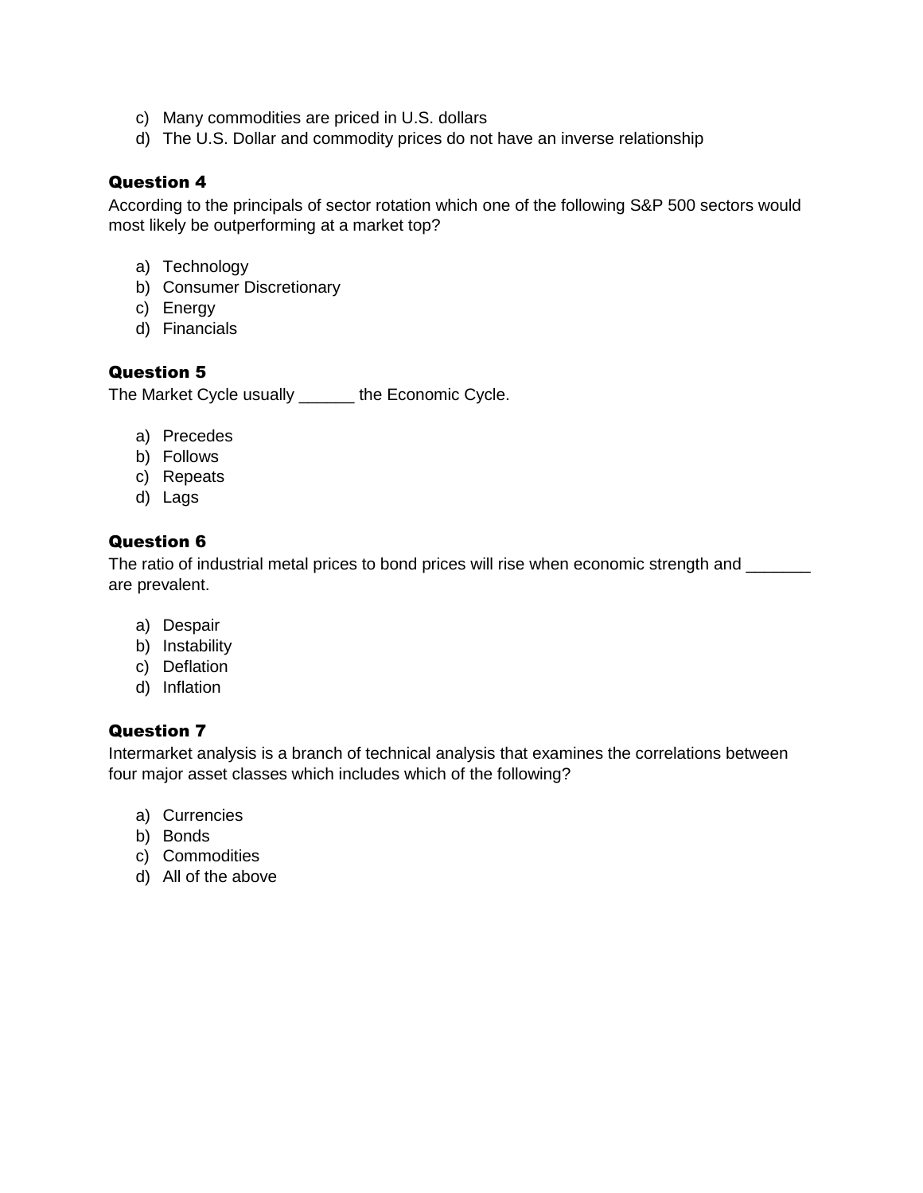c) Many commodities are priced in U.S. dollars
d) The U.S. Dollar and commodity prices do not have an inverse relationship

### Question 4

According to the principals of sector rotation which one of the following S&P 500 sectors would most likely be outperforming at a market top?

a) Technology
b) Consumer Discretionary
c) Energy
d) Financials

### Question 5

The Market Cycle usually ______ the Economic Cycle.

a) Precedes
b) Follows
c) Repeats
d) Lags

### Question 6

The ratio of industrial metal prices to bond prices will rise when economic strength and _______ are prevalent.

a) Despair
b) Instability
c) Deflation
d) Inflation

### Question 7

Intermarket analysis is a branch of technical analysis that examines the correlations between four major asset classes which includes which of the following?

a) Currencies
b) Bonds
c) Commodities
d) All of the above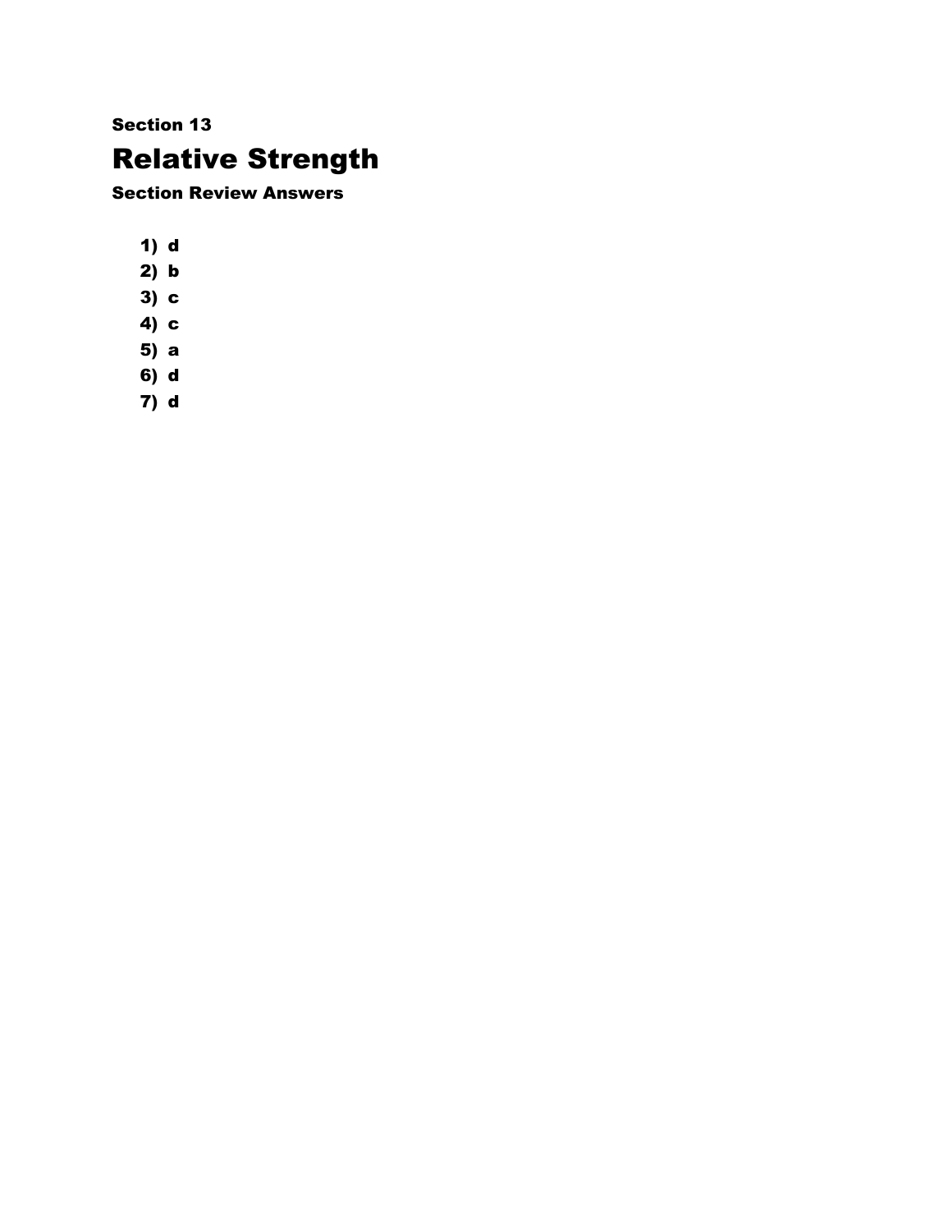**Section 13**

# Relative Strength

### Section Review Answers

1) **d**
2) **b**
3) **c**
4) **c**
5) **a**
6) **d**
7) **d**